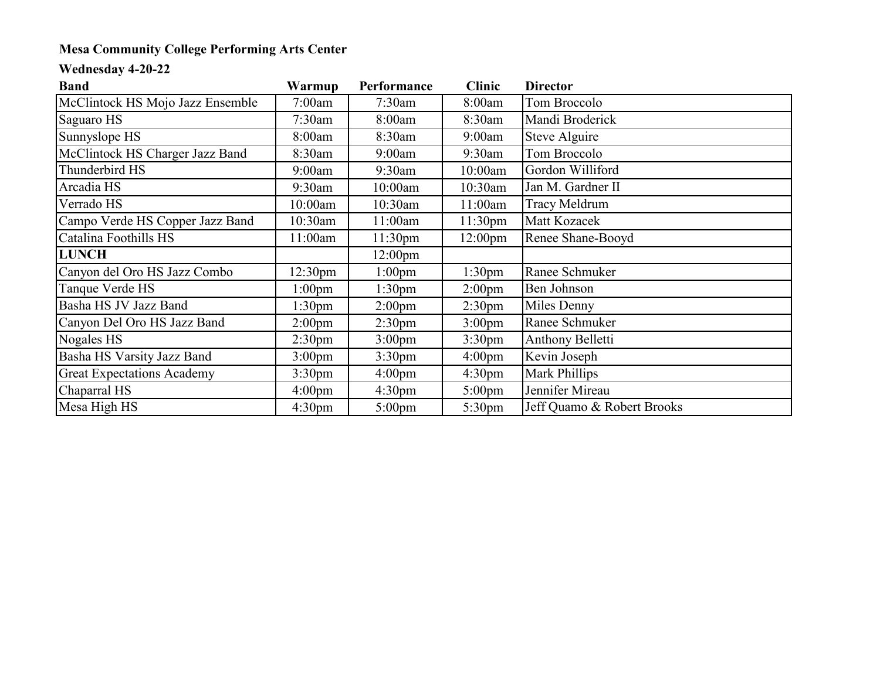**Mesa Community College Performing Arts Center**

**Wednesday 4-20-22**

| **Band** | **Warmup** | **Performance** | **Clinic** | **Director** |
|---|---|---|---|---|
| McClintock HS Mojo Jazz Ensemble | 7:00am | 7:30am | 8:00am | Tom Broccolo |
| Saguaro HS | 7:30am | 8:00am | 8:30am | Mandi Broderick |
| Sunnyslope HS | 8:00am | 8:30am | 9:00am | Steve Alguire |
| McClintock HS Charger Jazz Band | 8:30am | 9:00am | 9:30am | Tom Broccolo |
| Thunderbird HS | 9:00am | 9:30am | 10:00am | Gordon Williford |
| Arcadia HS | 9:30am | 10:00am | 10:30am | Jan M. Gardner II |
| Verrado HS | 10:00am | 10:30am | 11:00am | Tracy Meldrum |
| Campo Verde HS Copper Jazz Band | 10:30am | 11:00am | 11:30pm | Matt Kozacek |
| Catalina Foothills HS | 11:00am | 11:30pm | 12:00pm | Renee Shane-Booyd |
| **LUNCH** | | 12:00pm | | |
| Canyon del Oro HS Jazz Combo | 12:30pm | 1:00pm | 1:30pm | Ranee Schmuker |
| Tanque Verde HS | 1:00pm | 1:30pm | 2:00pm | Ben Johnson |
| Basha HS JV Jazz Band | 1:30pm | 2:00pm | 2:30pm | Miles Denny |
| Canyon Del Oro HS Jazz Band | 2:00pm | 2:30pm | 3:00pm | Ranee Schmuker |
| Nogales HS | 2:30pm | 3:00pm | 3:30pm | Anthony Belletti |
| Basha HS Varsity Jazz Band | 3:00pm | 3:30pm | 4:00pm | Kevin Joseph |
| Great Expectations Academy | 3:30pm | 4:00pm | 4:30pm | Mark Phillips |
| Chaparral HS | 4:00pm | 4:30pm | 5:00pm | Jennifer Mireau |
| Mesa High HS | 4:30pm | 5:00pm | 5:30pm | Jeff Quamo & Robert Brooks |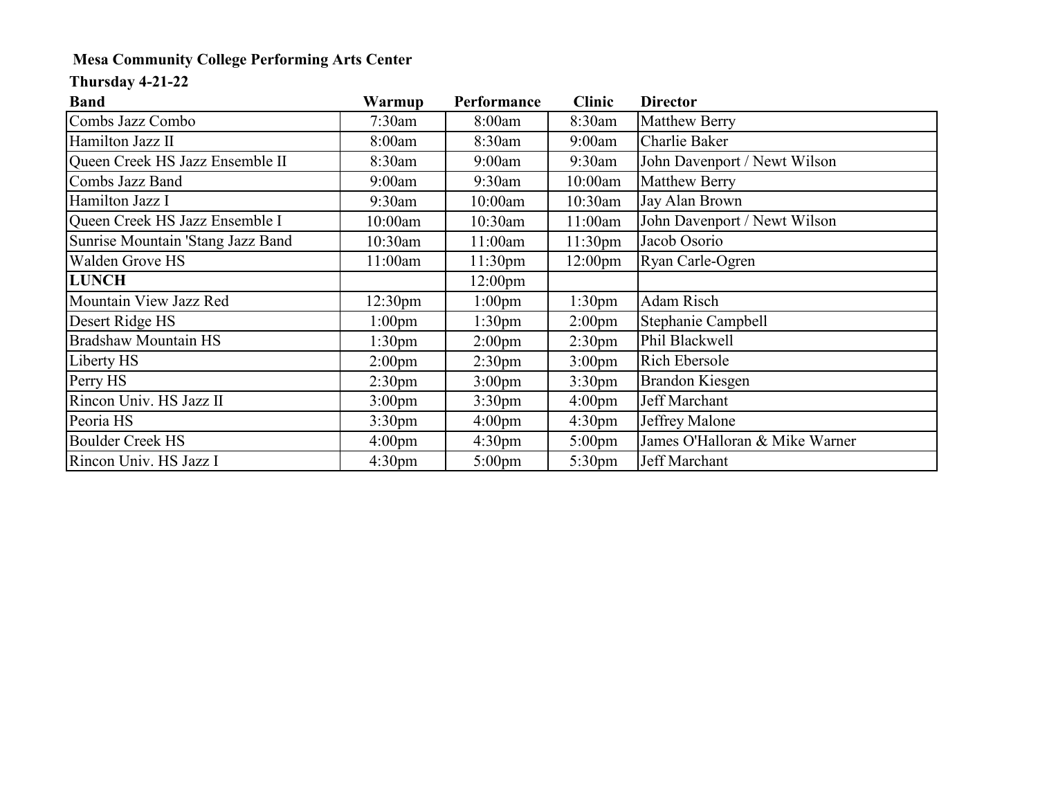**Mesa Community College Performing Arts Center**

**Thursday 4-21-22**

| **Band** | **Warmup** | **Performance** | **Clinic** | **Director** |
|---|---|---|---|---|
| Combs Jazz Combo | 7:30am | 8:00am | 8:30am | Matthew Berry |
| Hamilton Jazz II | 8:00am | 8:30am | 9:00am | Charlie Baker |
| Queen Creek HS Jazz Ensemble II | 8:30am | 9:00am | 9:30am | John Davenport / Newt Wilson |
| Combs Jazz Band | 9:00am | 9:30am | 10:00am | Matthew Berry |
| Hamilton Jazz I | 9:30am | 10:00am | 10:30am | Jay Alan Brown |
| Queen Creek HS Jazz Ensemble I | 10:00am | 10:30am | 11:00am | John Davenport / Newt Wilson |
| Sunrise Mountain 'Stang Jazz Band | 10:30am | 11:00am | 11:30pm | Jacob Osorio |
| Walden Grove HS | 11:00am | 11:30pm | 12:00pm | Ryan Carle-Ogren |
| **LUNCH** | | 12:00pm | | |
| Mountain View Jazz Red | 12:30pm | 1:00pm | 1:30pm | Adam Risch |
| Desert Ridge HS | 1:00pm | 1:30pm | 2:00pm | Stephanie Campbell |
| Bradshaw Mountain HS | 1:30pm | 2:00pm | 2:30pm | Phil Blackwell |
| Liberty HS | 2:00pm | 2:30pm | 3:00pm | Rich Ebersole |
| Perry HS | 2:30pm | 3:00pm | 3:30pm | Brandon Kiesgen |
| Rincon Univ. HS Jazz II | 3:00pm | 3:30pm | 4:00pm | Jeff Marchant |
| Peoria HS | 3:30pm | 4:00pm | 4:30pm | Jeffrey Malone |
| Boulder Creek HS | 4:00pm | 4:30pm | 5:00pm | James O'Halloran & Mike Warner |
| Rincon Univ. HS Jazz I | 4:30pm | 5:00pm | 5:30pm | Jeff Marchant |